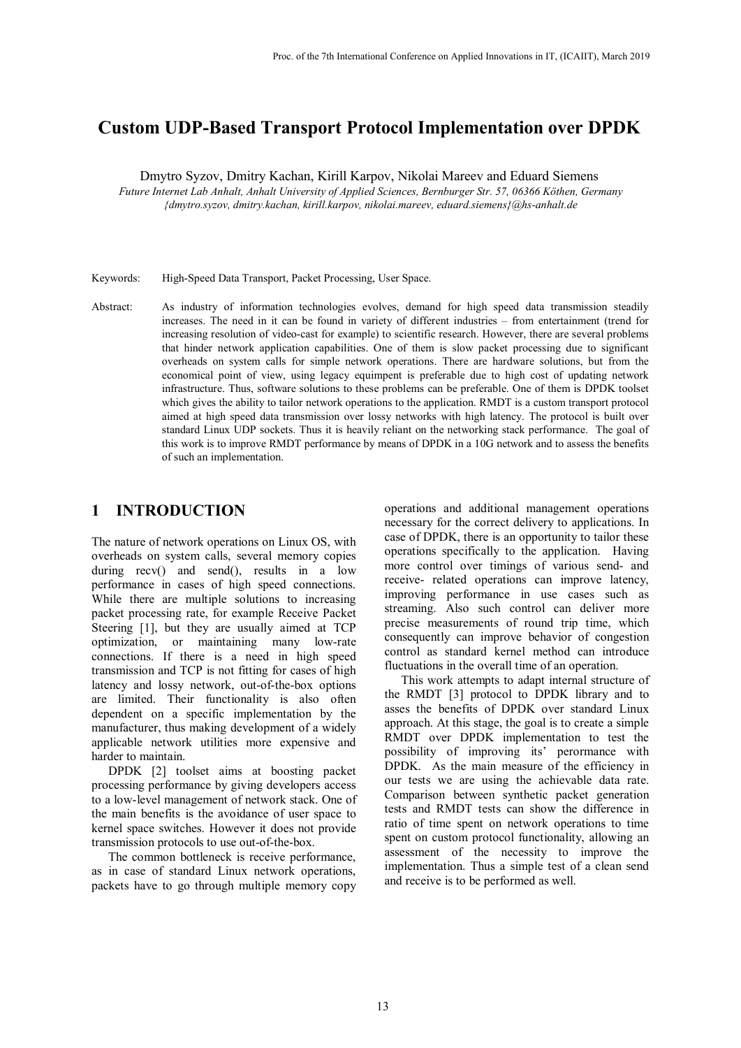# Custom UDP-Based Transport Protocol Implementation over DPDK

Dmytro Syzov, Dmitry Kachan, Kirill Karpov, Nikolai Mareev and Eduard Siemens

*Future Internet Lab Anhalt, Anhalt University of Applied Sciences, Bernburger Str. 57, 06366 Köthen, Germany*
*{dmytro.syzov, dmitry.kachan, kirill.karpov, nikolai.mareev, eduard.siemens}@hs-anhalt.de*

Keywords: High-Speed Data Transport, Packet Processing, User Space.

Abstract: As industry of information technologies evolves, demand for high speed data transmission steadily increases. The need in it can be found in variety of different industries – from entertainment (trend for increasing resolution of video-cast for example) to scientific research. However, there are several problems that hinder network application capabilities. One of them is slow packet processing due to significant overheads on system calls for simple network operations. There are hardware solutions, but from the economical point of view, using legacy equipment is preferable due to high cost of updating network infrastructure. Thus, software solutions to these problems can be preferable. One of them is DPDK toolset which gives the ability to tailor network operations to the application. RMDT is a custom transport protocol aimed at high speed data transmission over lossy networks with high latency. The protocol is built over standard Linux UDP sockets. Thus it is heavily reliant on the networking stack performance. The goal of this work is to improve RMDT performance by means of DPDK in a 10G network and to assess the benefits of such an implementation.

## 1 INTRODUCTION

The nature of network operations on Linux OS, with overheads on system calls, several memory copies during recv() and send(), results in a low performance in cases of high speed connections. While there are multiple solutions to increasing packet processing rate, for example Receive Packet Steering [1], but they are usually aimed at TCP optimization, or maintaining many low-rate connections. If there is a need in high speed transmission and TCP is not fitting for cases of high latency and lossy network, out-of-the-box options are limited. Their functionality is also often dependent on a specific implementation by the manufacturer, thus making development of a widely applicable network utilities more expensive and harder to maintain.

DPDK [2] toolset aims at boosting packet processing performance by giving developers access to a low-level management of network stack. One of the main benefits is the avoidance of user space to kernel space switches. However it does not provide transmission protocols to use out-of-the-box.

The common bottleneck is receive performance, as in case of standard Linux network operations, packets have to go through multiple memory copy operations and additional management operations necessary for the correct delivery to applications. In case of DPDK, there is an opportunity to tailor these operations specifically to the application. Having more control over timings of various send- and receive- related operations can improve latency, improving performance in use cases such as streaming. Also such control can deliver more precise measurements of round trip time, which consequently can improve behavior of congestion control as standard kernel method can introduce fluctuations in the overall time of an operation.

This work attempts to adapt internal structure of the RMDT [3] protocol to DPDK library and to asses the benefits of DPDK over standard Linux approach. At this stage, the goal is to create a simple RMDT over DPDK implementation to test the possibility of improving its' perormance with DPDK. As the main measure of the efficiency in our tests we are using the achievable data rate. Comparison between synthetic packet generation tests and RMDT tests can show the difference in ratio of time spent on network operations to time spent on custom protocol functionality, allowing an assessment of the necessity to improve the implementation. Thus a simple test of a clean send and receive is to be performed as well.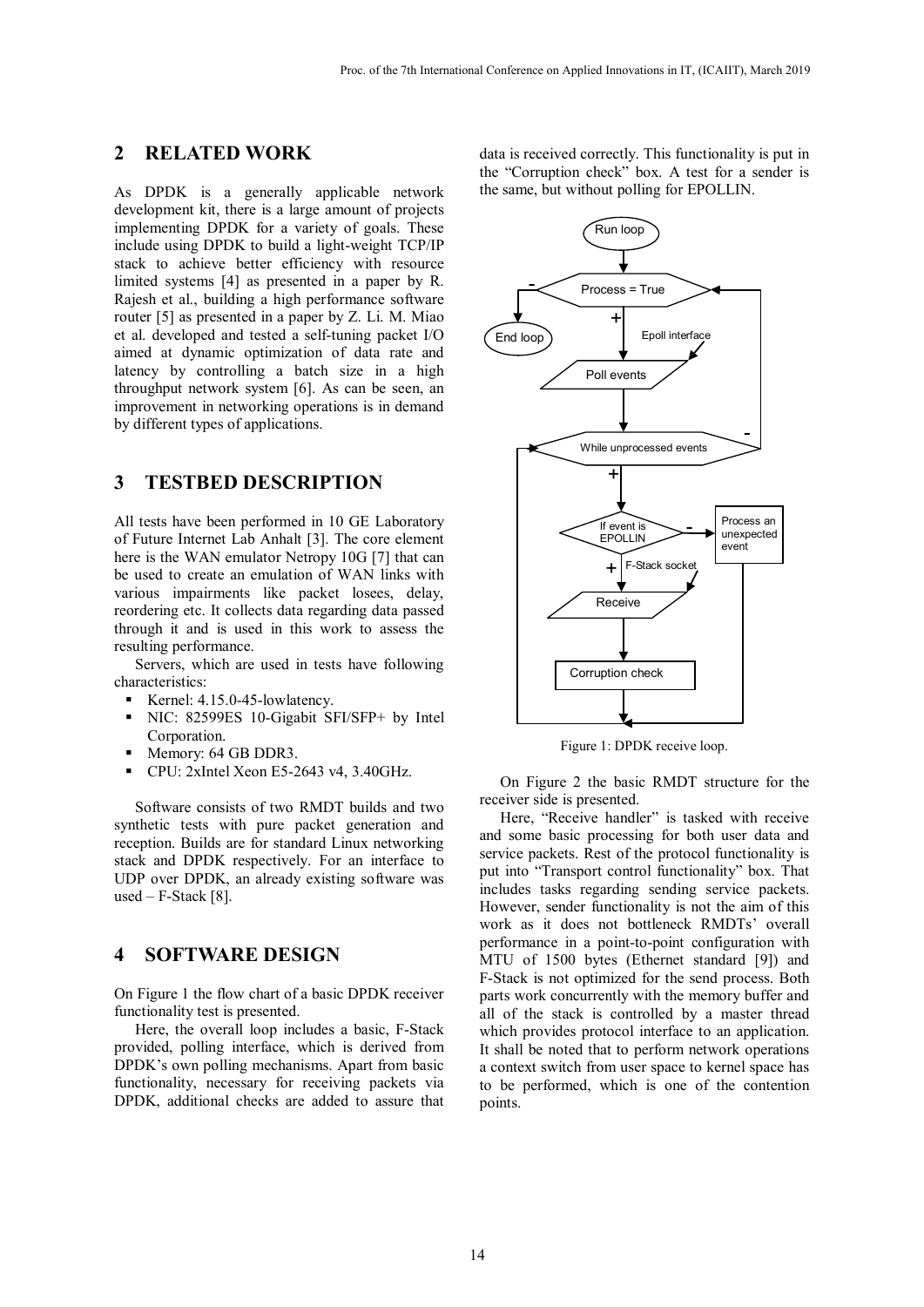## 2 RELATED WORK

As DPDK is a generally applicable network development kit, there is a large amount of projects implementing DPDK for a variety of goals. These include using DPDK to build a light-weight TCP/IP stack to achieve better efficiency with resource limited systems [4] as presented in a paper by R. Rajesh et al., building a high performance software router [5] as presented in a paper by Z. Li. M. Miao et al. developed and tested a self-tuning packet I/O aimed at dynamic optimization of data rate and latency by controlling a batch size in a high throughput network system [6]. As can be seen, an improvement in networking operations is in demand by different types of applications.

## 3 TESTBED DESCRIPTION

All tests have been performed in 10 GE Laboratory of Future Internet Lab Anhalt [3]. The core element here is the WAN emulator Netropy 10G [7] that can be used to create an emulation of WAN links with various impairments like packet losees, delay, reordering etc. It collects data regarding data passed through it and is used in this work to assess the resulting performance.

Servers, which are used in tests have following characteristics:

- Kernel: 4.15.0-45-lowlatency.
- NIC: 82599ES 10-Gigabit SFI/SFP+ by Intel Corporation.
- Memory: 64 GB DDR3.
- CPU: 2xIntel Xeon E5-2643 v4, 3.40GHz.

Software consists of two RMDT builds and two synthetic tests with pure packet generation and reception. Builds are for standard Linux networking stack and DPDK respectively. For an interface to UDP over DPDK, an already existing software was used – F-Stack [8].

## 4 SOFTWARE DESIGN

On Figure 1 the flow chart of a basic DPDK receiver functionality test is presented.

Here, the overall loop includes a basic, F-Stack provided, polling interface, which is derived from DPDK's own polling mechanisms. Apart from basic functionality, necessary for receiving packets via DPDK, additional checks are added to assure that data is received correctly. This functionality is put in the "Corruption check" box. A test for a sender is the same, but without polling for EPOLLIN.

Figure 1: DPDK receive loop.

On Figure 2 the basic RMDT structure for the receiver side is presented.

Here, "Receive handler" is tasked with receive and some basic processing for both user data and service packets. Rest of the protocol functionality is put into "Transport control functionality" box. That includes tasks regarding sending service packets. However, sender functionality is not the aim of this work as it does not bottleneck RMDTs' overall performance in a point-to-point configuration with MTU of 1500 bytes (Ethernet standard [9]) and F-Stack is not optimized for the send process. Both parts work concurrently with the memory buffer and all of the stack is controlled by a master thread which provides protocol interface to an application. It shall be noted that to perform network operations a context switch from user space to kernel space has to be performed, which is one of the contention points.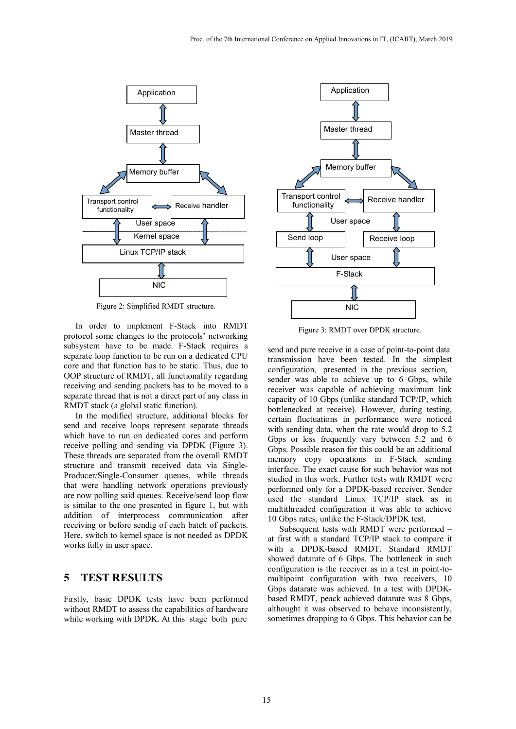Figure 2: Simplified RMDT structure.

In order to implement F-Stack into RMDT protocol some changes to the protocols' networking subsystem have to be made. F-Stack requires a separate loop function to be run on a dedicated CPU core and that function has to be static. Thus, due to OOP structure of RMDT, all functionality regarding receiving and sending packets has to be moved to a separate thread that is not a direct part of any class in RMDT stack (a global static function).

In the modified structure, additional blocks for send and receive loops represent separate threads which have to run on dedicated cores and perform receive polling and sending via DPDK (Figure 3). These threads are separated from the overall RMDT structure and transmit received data via Single-Producer/Single-Consumer queues, while threads that were handling network operations previously are now polling said queues. Receive/send loop flow is similar to the one presented in figure 1, but with addition of interprocess communication after receiving or before sendig of each batch of packets. Here, switch to kernel space is not needed as DPDK works fully in user space.

Figure 3: RMDT over DPDK structure.

## 5 TEST RESULTS

Firstly, basic DPDK tests have been performed without RMDT to assess the capabilities of hardware while working with DPDK. At this stage both pure send and pure receive in a case of point-to-point data transmission have been tested. In the simplest configuration, presented in the previous section, sender was able to achieve up to 6 Gbps, while receiver was capable of achieving maximum link capacity of 10 Gbps (unlike standard TCP/IP, which bottlenecked at receive). However, during testing, certain fluctuations in performance were noticed with sending data, when the rate would drop to 5.2 Gbps or less frequently vary between 5.2 and 6 Gbps. Possible reason for this could be an additional memory copy operations in F-Stack sending interface. The exact cause for such behavior was not studied in this work. Further tests with RMDT were performed only for a DPDK-based receiver. Sender used the standard Linux TCP/IP stack as in multithreaded configuration it was able to achieve 10 Gbps rates, unlike the F-Stack/DPDK test.

Subsequent tests with RMDT were performed – at first with a standard TCP/IP stack to compare it with a DPDK-based RMDT. Standard RMDT showed datarate of 6 Gbps. The bottleneck in such configuration is the receiver as in a test in point-to-multipoint configuration with two receivers, 10 Gbps datarate was achieved. In a test with DPDK-based RMDT, peack achieved datarate was 8 Gbps, althought it was observed to behave inconsistently, sometimes dropping to 6 Gbps. This behavior can be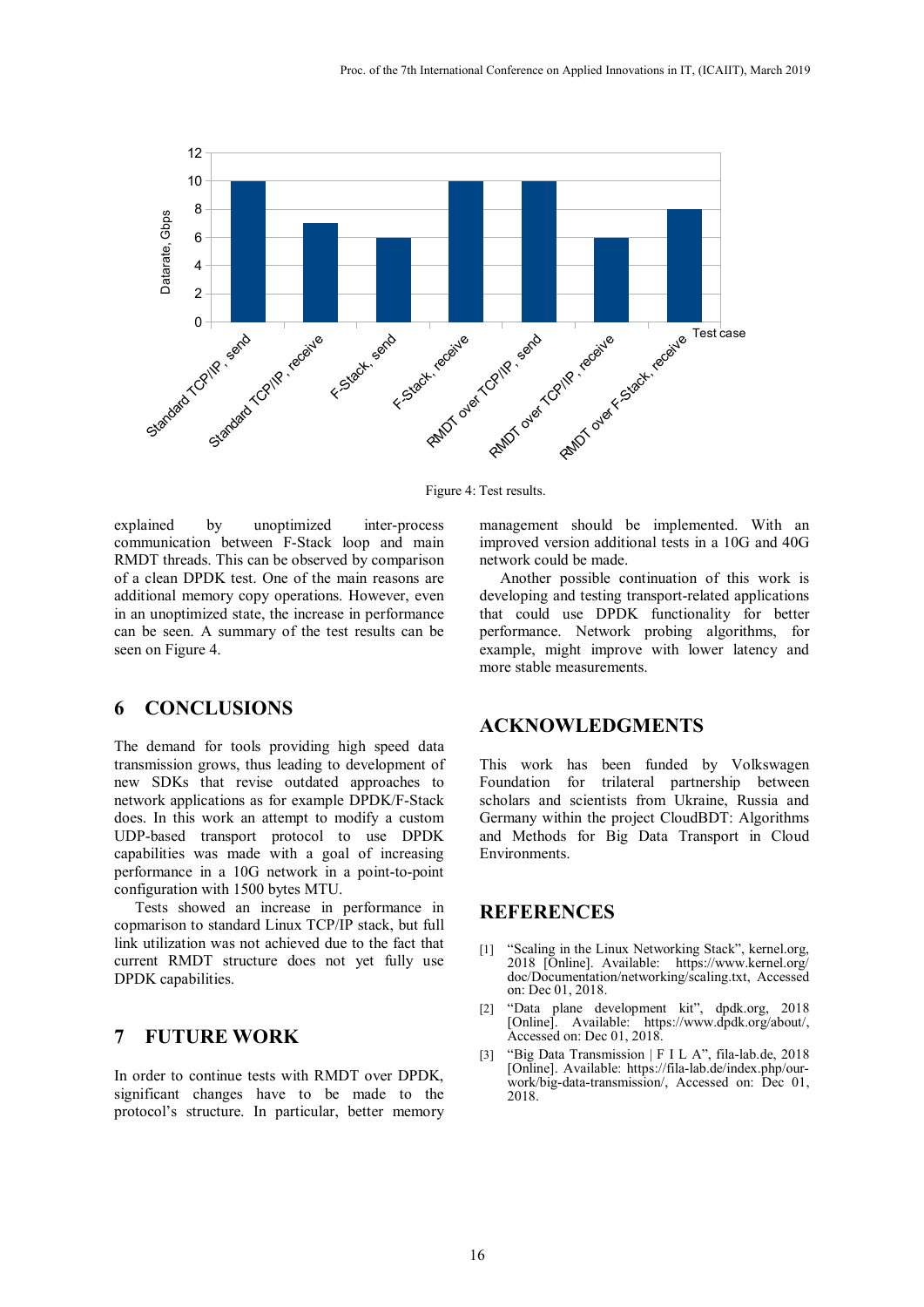Figure 4: Test results.

explained by unoptimized inter-process communication between F-Stack loop and main RMDT threads. This can be observed by comparison of a clean DPDK test. One of the main reasons are additional memory copy operations. However, even in an unoptimized state, the increase in performance can be seen. A summary of the test results can be seen on Figure 4.

## 6 CONCLUSIONS

The demand for tools providing high speed data transmission grows, thus leading to development of new SDKs that revise outdated approaches to network applications as for example DPDK/F-Stack does. In this work an attempt to modify a custom UDP-based transport protocol to use DPDK capabilities was made with a goal of increasing performance in a 10G network in a point-to-point configuration with 1500 bytes MTU.

Tests showed an increase in performance in copmarison to standard Linux TCP/IP stack, but full link utilization was not achieved due to the fact that current RMDT structure does not yet fully use DPDK capabilities.

## 7 FUTURE WORK

In order to continue tests with RMDT over DPDK, significant changes have to be made to the protocol's structure. In particular, better memory management should be implemented. With an improved version additional tests in a 10G and 40G network could be made.

Another possible continuation of this work is developing and testing transport-related applications that could use DPDK functionality for better performance. Network probing algorithms, for example, might improve with lower latency and more stable measurements.

## ACKNOWLEDGMENTS

This work has been funded by Volkswagen Foundation for trilateral partnership between scholars and scientists from Ukraine, Russia and Germany within the project CloudBDT: Algorithms and Methods for Big Data Transport in Cloud Environments.

## REFERENCES

[1] "Scaling in the Linux Networking Stack", kernel.org, 2018 [Online]. Available: https://www.kernel.org/doc/Documentation/networking/scaling.txt, Accessed on: Dec 01, 2018.

[2] "Data plane development kit", dpdk.org, 2018 [Online]. Available: https://www.dpdk.org/about/, Accessed on: Dec 01, 2018.

[3] "Big Data Transmission | F I L A", fila-lab.de, 2018 [Online]. Available: https://fila-lab.de/index.php/our-work/big-data-transmission/, Accessed on: Dec 01, 2018.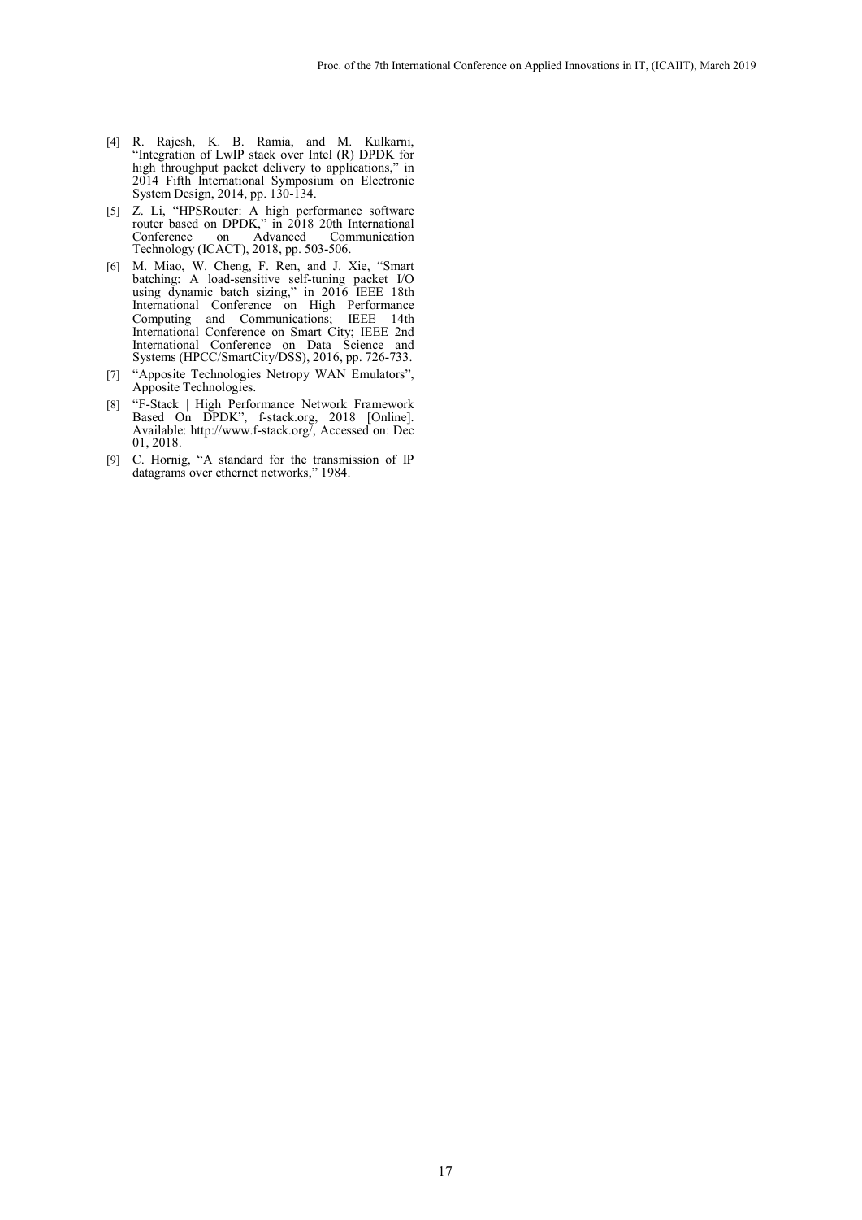[4] R. Rajesh, K. B. Ramia, and M. Kulkarni, "Integration of LwIP stack over Intel (R) DPDK for high throughput packet delivery to applications," in 2014 Fifth International Symposium on Electronic System Design, 2014, pp. 130-134.

[5] Z. Li, "HPSRouter: A high performance software router based on DPDK," in 2018 20th International Conference on Advanced Communication Technology (ICACT), 2018, pp. 503-506.

[6] M. Miao, W. Cheng, F. Ren, and J. Xie, "Smart batching: A load-sensitive self-tuning packet I/O using dynamic batch sizing," in 2016 IEEE 18th International Conference on High Performance Computing and Communications; IEEE 14th International Conference on Smart City; IEEE 2nd International Conference on Data Science and Systems (HPCC/SmartCity/DSS), 2016, pp. 726-733.

[7] "Apposite Technologies Netropy WAN Emulators", Apposite Technologies.

[8] "F-Stack | High Performance Network Framework Based On DPDK", f-stack.org, 2018 [Online]. Available: http://www.f-stack.org/, Accessed on: Dec 01, 2018.

[9] C. Hornig, "A standard for the transmission of IP datagrams over ethernet networks," 1984.